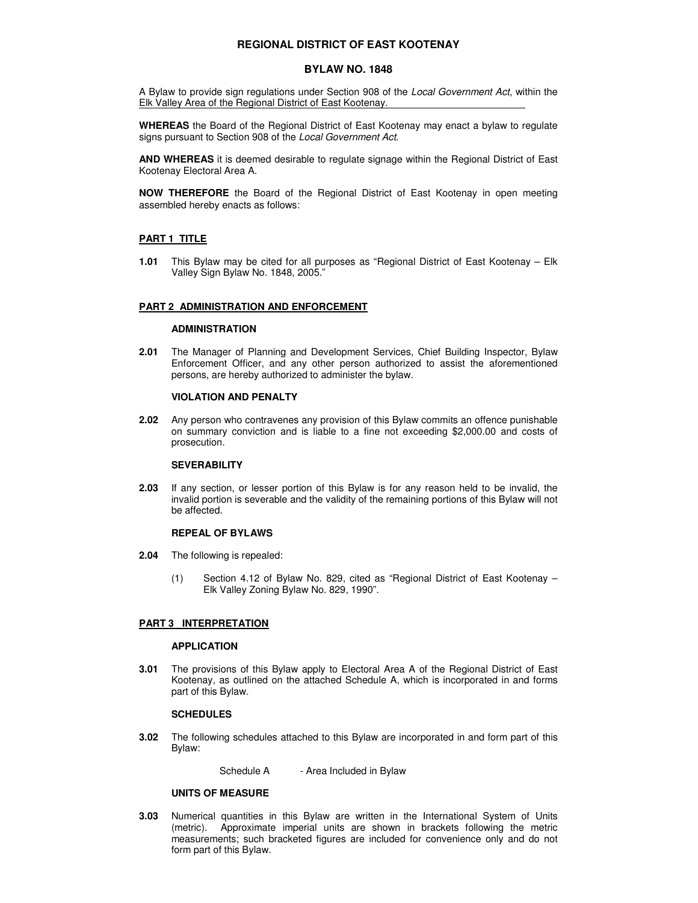# REGIONAL DISTRICT OF EAST KOOTENAY

## BYLAW NO. 1848

A Bylaw to provide sign regulations under Section 908 of the *Local Government Act*, within the Elk Valley Area of the Regional District of East Kootenay.

**WHEREAS** the Board of the Regional District of East Kootenay may enact a bylaw to regulate signs pursuant to Section 908 of the *Local Government Act*.

**AND WHEREAS** it is deemed desirable to regulate signage within the Regional District of East Kootenay Electoral Area A.

**NOW THEREFORE** the Board of the Regional District of East Kootenay in open meeting assembled hereby enacts as follows:

### PART 1 TITLE

**1.01** This Bylaw may be cited for all purposes as "Regional District of East Kootenay – Elk Valley Sign Bylaw No. 1848, 2005."

### PART 2 ADMINISTRATION AND ENFORCEMENT

#### ADMINISTRATION

**2.01** The Manager of Planning and Development Services, Chief Building Inspector, Bylaw Enforcement Officer, and any other person authorized to assist the aforementioned persons, are hereby authorized to administer the bylaw.

#### VIOLATION AND PENALTY

**2.02** Any person who contravenes any provision of this Bylaw commits an offence punishable on summary conviction and is liable to a fine not exceeding $2,000.00 and costs of prosecution.

#### SEVERABILITY

**2.03** If any section, or lesser portion of this Bylaw is for any reason held to be invalid, the invalid portion is severable and the validity of the remaining portions of this Bylaw will not be affected.

#### REPEAL OF BYLAWS

**2.04** The following is repealed:

(1) Section 4.12 of Bylaw No. 829, cited as "Regional District of East Kootenay – Elk Valley Zoning Bylaw No. 829, 1990".

### PART 3 INTERPRETATION

#### APPLICATION

**3.01** The provisions of this Bylaw apply to Electoral Area A of the Regional District of East Kootenay, as outlined on the attached Schedule A, which is incorporated in and forms part of this Bylaw.

#### SCHEDULES

**3.02** The following schedules attached to this Bylaw are incorporated in and form part of this Bylaw:

Schedule A - Area Included in Bylaw

#### UNITS OF MEASURE

**3.03** Numerical quantities in this Bylaw are written in the International System of Units (metric). Approximate imperial units are shown in brackets following the metric measurements; such bracketed figures are included for convenience only and do not form part of this Bylaw.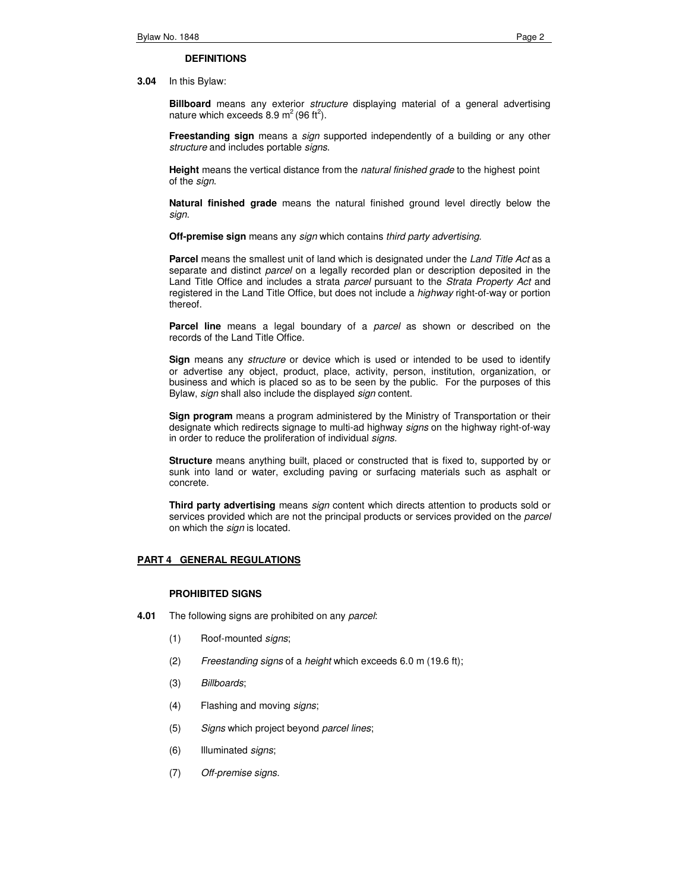### DEFINITIONS

**3.04** In this Bylaw:

**Billboard** means any exterior *structure* displaying material of a general advertising nature which exceeds 8.9 $m^2$ (96 $ft^2$).

**Freestanding sign** means a *sign* supported independently of a building or any other *structure* and includes portable *signs*.

**Height** means the vertical distance from the *natural finished grade* to the highest point of the *sign*.

**Natural finished grade** means the natural finished ground level directly below the *sign*.

**Off-premise sign** means any *sign* which contains *third party advertising*.

**Parcel** means the smallest unit of land which is designated under the *Land Title Act* as a separate and distinct *parcel* on a legally recorded plan or description deposited in the Land Title Office and includes a strata *parcel* pursuant to the *Strata Property Act* and registered in the Land Title Office, but does not include a *highway* right-of-way or portion thereof.

**Parcel line** means a legal boundary of a *parcel* as shown or described on the records of the Land Title Office.

**Sign** means any *structure* or device which is used or intended to be used to identify or advertise any object, product, place, activity, person, institution, organization, or business and which is placed so as to be seen by the public. For the purposes of this Bylaw, *sign* shall also include the displayed *sign* content.

**Sign program** means a program administered by the Ministry of Transportation or their designate which redirects signage to multi-ad highway *signs* on the highway right-of-way in order to reduce the proliferation of individual *signs*.

**Structure** means anything built, placed or constructed that is fixed to, supported by or sunk into land or water, excluding paving or surfacing materials such as asphalt or concrete.

**Third party advertising** means *sign* content which directs attention to products sold or services provided which are not the principal products or services provided on the *parcel* on which the *sign* is located.

## PART 4 GENERAL REGULATIONS

### PROHIBITED SIGNS

**4.01** The following signs are prohibited on any *parcel*:

(1) Roof-mounted *signs*;

(2) *Freestanding signs* of a *height* which exceeds 6.0 m (19.6 ft);

(3) *Billboards*;

(4) Flashing and moving *signs*;

(5) *Signs* which project beyond *parcel lines*;

(6) Illuminated *signs*;

(7) *Off-premise signs*.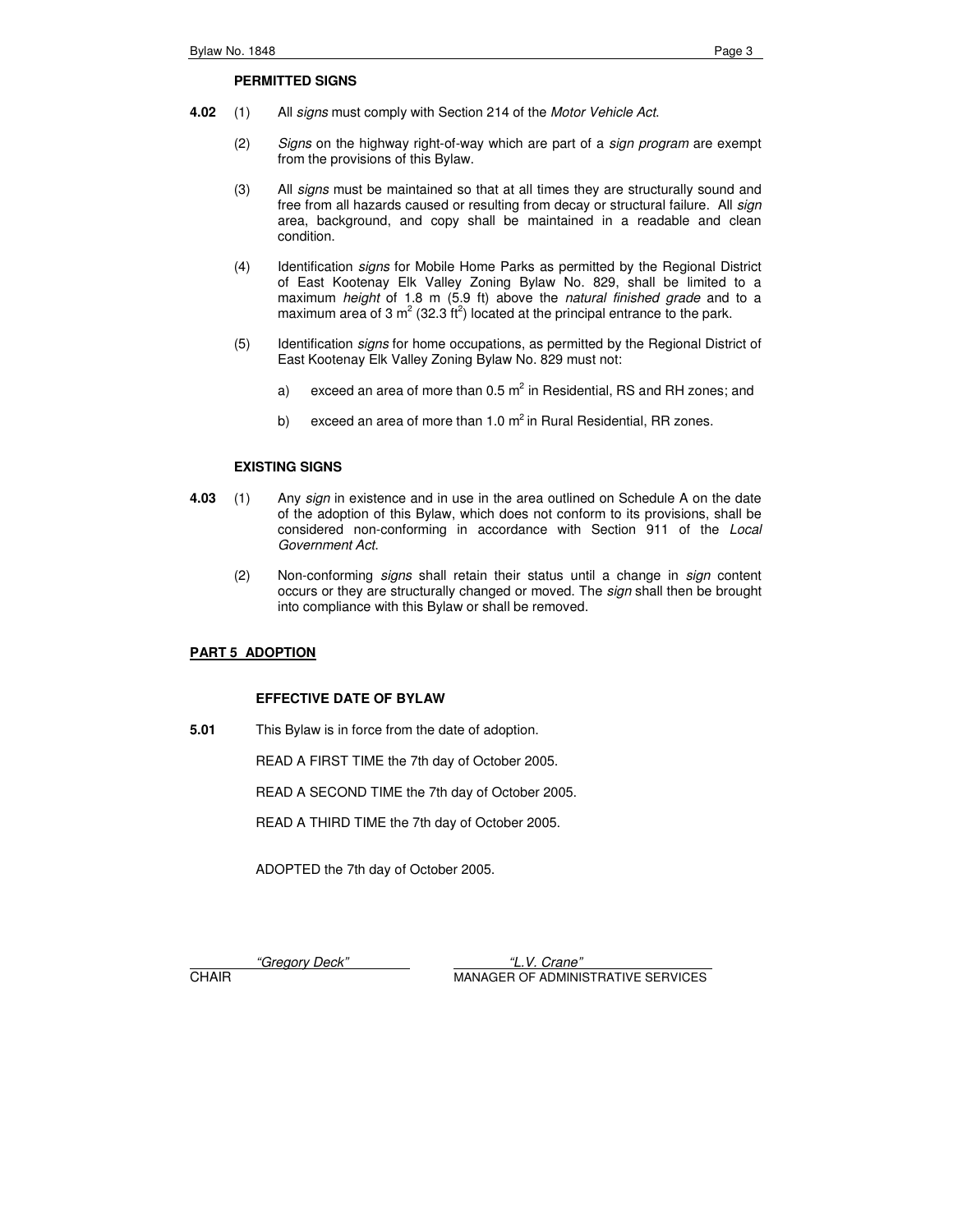**PERMITTED SIGNS**

**4.02** (1) All *signs* must comply with Section 214 of the *Motor Vehicle Act*.

(2) *Signs* on the highway right-of-way which are part of a *sign program* are exempt from the provisions of this Bylaw.

(3) All *signs* must be maintained so that at all times they are structurally sound and free from all hazards caused or resulting from decay or structural failure. All *sign* area, background, and copy shall be maintained in a readable and clean condition.

(4) Identification *signs* for Mobile Home Parks as permitted by the Regional District of East Kootenay Elk Valley Zoning Bylaw No. 829, shall be limited to a maximum *height* of 1.8 m (5.9 ft) above the *natural finished grade* and to a maximum area of 3 $m^2$ (32.3 $ft^2$) located at the principal entrance to the park.

(5) Identification *signs* for home occupations, as permitted by the Regional District of East Kootenay Elk Valley Zoning Bylaw No. 829 must not:

a) exceed an area of more than 0.5 $m^2$ in Residential, RS and RH zones; and

b) exceed an area of more than 1.0 $m^2$ in Rural Residential, RR zones.

**EXISTING SIGNS**

**4.03** (1) Any *sign* in existence and in use in the area outlined on Schedule A on the date of the adoption of this Bylaw, which does not conform to its provisions, shall be considered non-conforming in accordance with Section 911 of the *Local Government Act*.

(2) Non-conforming *signs* shall retain their status until a change in *sign* content occurs or they are structurally changed or moved. The *sign* shall then be brought into compliance with this Bylaw or shall be removed.

## PART 5 ADOPTION

**EFFECTIVE DATE OF BYLAW**

**5.01** This Bylaw is in force from the date of adoption.

READ A FIRST TIME the 7th day of October 2005.

READ A SECOND TIME the 7th day of October 2005.

READ A THIRD TIME the 7th day of October 2005.

ADOPTED the 7th day of October 2005.

*"Gregory Deck"*
CHAIR

*"L.V. Crane"*
MANAGER OF ADMINISTRATIVE SERVICES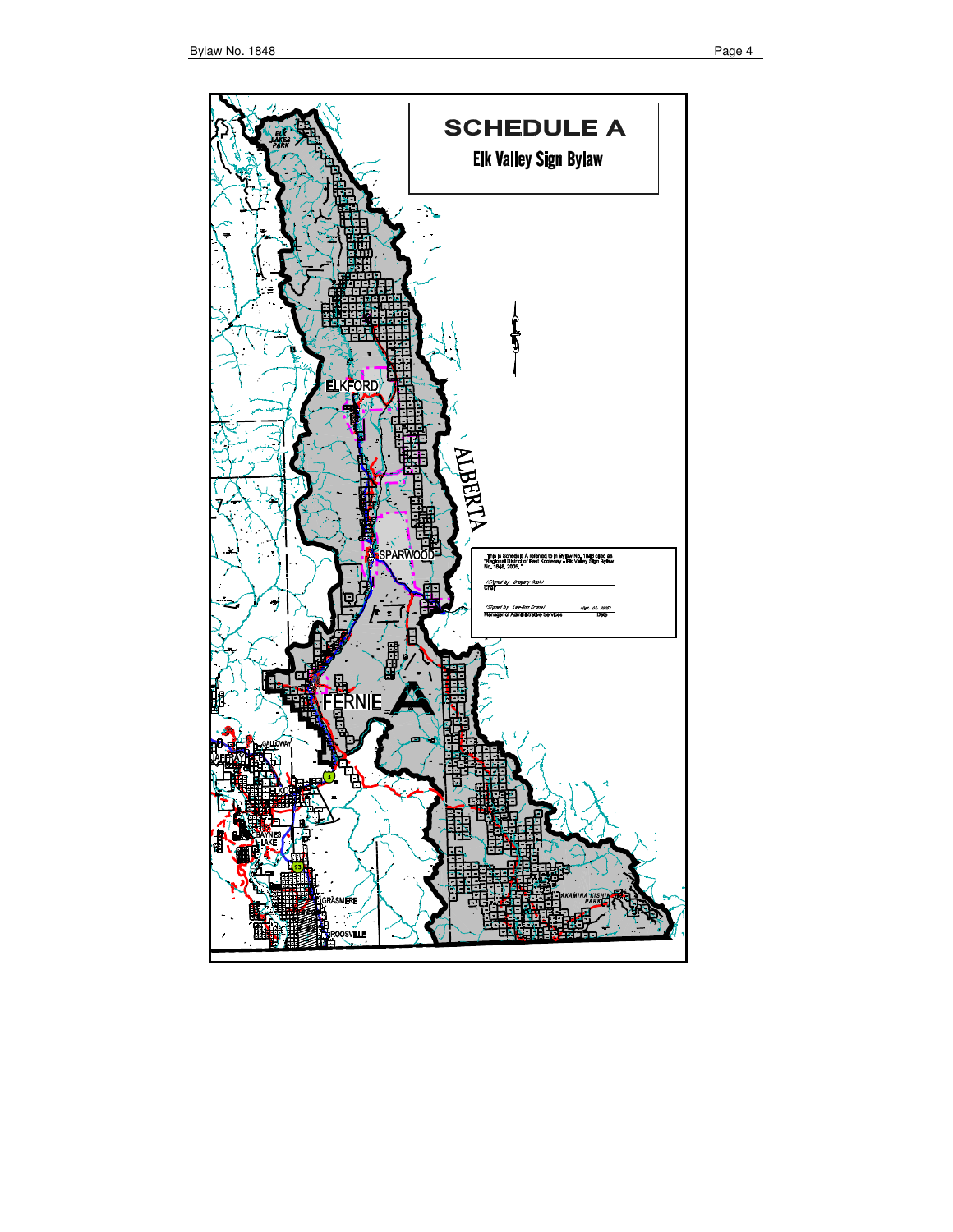# SCHEDULE A

## Elk Valley Sign Bylaw

ELK LAKES PARK

ELKFORD

ALBERTA

SPARWOOD

FERNIE

A

GALLOWAY

JAFFRAY

ELKO

BAYNES LAKE

GRASMERE

ROOSVILLE

AKAMINA KISHINENA PARK

3

93

This is Schedule A referred to in Bylaw No. 1848 cited as "Regional District of East Kootenay – Elk Valley Sign Bylaw No. 1848, 2005."

(Signed by: Gregory Deck)
Chair

(Signed by: Lee-Ann Crane) (Sept. 07, 2005)
Manager of Administrative Services Date